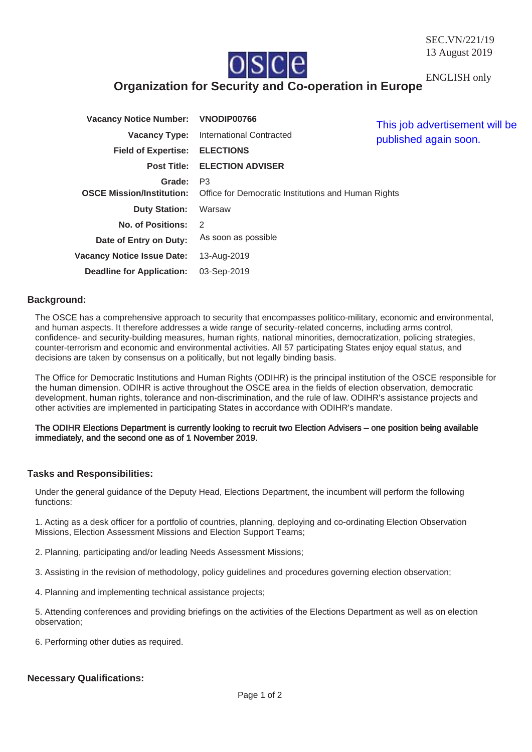SEC.VN/221/19
13 August 2019

ENGLISH only

# Organization for Security and Co-operation in Europe

This job advertisement will be published again soon.

| | |
|---|---|
| **Vacancy Notice Number:** | **VNODIP00766** |
| **Vacancy Type:** | International Contracted |
| **Field of Expertise:** | **ELECTIONS** |
| **Post Title:** | **ELECTION ADVISER** |
| **Grade:** | P3 |
| **OSCE Mission/Institution:** | Office for Democratic Institutions and Human Rights |
| **Duty Station:** | Warsaw |
| **No. of Positions:** | 2 |
| **Date of Entry on Duty:** | As soon as possible |
| **Vacancy Notice Issue Date:** | 13-Aug-2019 |
| **Deadline for Application:** | 03-Sep-2019 |

## Background:

The OSCE has a comprehensive approach to security that encompasses politico-military, economic and environmental, and human aspects. It therefore addresses a wide range of security-related concerns, including arms control, confidence- and security-building measures, human rights, national minorities, democratization, policing strategies, counter-terrorism and economic and environmental activities. All 57 participating States enjoy equal status, and decisions are taken by consensus on a politically, but not legally binding basis.

The Office for Democratic Institutions and Human Rights (ODIHR) is the principal institution of the OSCE responsible for the human dimension. ODIHR is active throughout the OSCE area in the fields of election observation, democratic development, human rights, tolerance and non-discrimination, and the rule of law. ODIHR's assistance projects and other activities are implemented in participating States in accordance with ODIHR's mandate.

**The ODIHR Elections Department is currently looking to recruit two Election Advisers – one position being available immediately, and the second one as of 1 November 2019.**

## Tasks and Responsibilities:

Under the general guidance of the Deputy Head, Elections Department, the incumbent will perform the following functions:

1. Acting as a desk officer for a portfolio of countries, planning, deploying and co-ordinating Election Observation Missions, Election Assessment Missions and Election Support Teams;

2. Planning, participating and/or leading Needs Assessment Missions;

3. Assisting in the revision of methodology, policy guidelines and procedures governing election observation;

4. Planning and implementing technical assistance projects;

5. Attending conferences and providing briefings on the activities of the Elections Department as well as on election observation;

6. Performing other duties as required.

## Necessary Qualifications: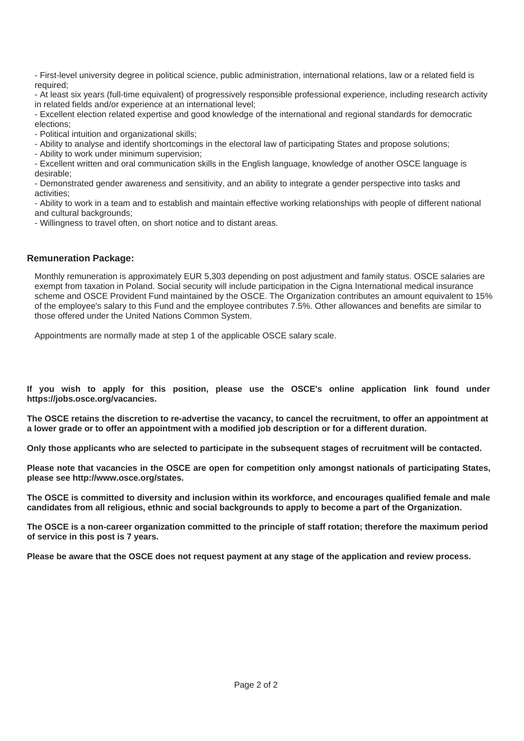- First-level university degree in political science, public administration, international relations, law or a related field is required;
- At least six years (full-time equivalent) of progressively responsible professional experience, including research activity in related fields and/or experience at an international level;
- Excellent election related expertise and good knowledge of the international and regional standards for democratic elections;
- Political intuition and organizational skills;
- Ability to analyse and identify shortcomings in the electoral law of participating States and propose solutions;
- Ability to work under minimum supervision;
- Excellent written and oral communication skills in the English language, knowledge of another OSCE language is desirable;
- Demonstrated gender awareness and sensitivity, and an ability to integrate a gender perspective into tasks and activities;
- Ability to work in a team and to establish and maintain effective working relationships with people of different national and cultural backgrounds;
- Willingness to travel often, on short notice and to distant areas.

## Remuneration Package:

Monthly remuneration is approximately EUR 5,303 depending on post adjustment and family status. OSCE salaries are exempt from taxation in Poland. Social security will include participation in the Cigna International medical insurance scheme and OSCE Provident Fund maintained by the OSCE. The Organization contributes an amount equivalent to 15% of the employee's salary to this Fund and the employee contributes 7.5%. Other allowances and benefits are similar to those offered under the United Nations Common System.

Appointments are normally made at step 1 of the applicable OSCE salary scale.

**If you wish to apply for this position, please use the OSCE's online application link found under https://jobs.osce.org/vacancies.**

**The OSCE retains the discretion to re-advertise the vacancy, to cancel the recruitment, to offer an appointment at a lower grade or to offer an appointment with a modified job description or for a different duration.**

**Only those applicants who are selected to participate in the subsequent stages of recruitment will be contacted.**

**Please note that vacancies in the OSCE are open for competition only amongst nationals of participating States, please see http://www.osce.org/states.**

**The OSCE is committed to diversity and inclusion within its workforce, and encourages qualified female and male candidates from all religious, ethnic and social backgrounds to apply to become a part of the Organization.**

**The OSCE is a non-career organization committed to the principle of staff rotation; therefore the maximum period of service in this post is 7 years.**

**Please be aware that the OSCE does not request payment at any stage of the application and review process.**